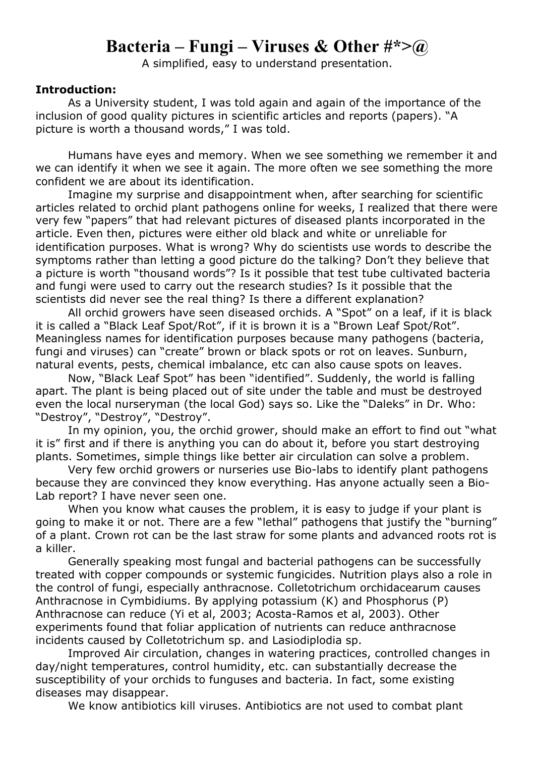# Bacteria – Fungi – Viruses & Other #*>@

A simplified, easy to understand presentation.

**Introduction:**

As a University student, I was told again and again of the importance of the inclusion of good quality pictures in scientific articles and reports (papers). "A picture is worth a thousand words," I was told.

Humans have eyes and memory. When we see something we remember it and we can identify it when we see it again. The more often we see something the more confident we are about its identification.

Imagine my surprise and disappointment when, after searching for scientific articles related to orchid plant pathogens online for weeks, I realized that there were very few "papers" that had relevant pictures of diseased plants incorporated in the article. Even then, pictures were either old black and white or unreliable for identification purposes. What is wrong? Why do scientists use words to describe the symptoms rather than letting a good picture do the talking? Don't they believe that a picture is worth "thousand words"? Is it possible that test tube cultivated bacteria and fungi were used to carry out the research studies? Is it possible that the scientists did never see the real thing? Is there a different explanation?

All orchid growers have seen diseased orchids. A "Spot" on a leaf, if it is black it is called a "Black Leaf Spot/Rot", if it is brown it is a "Brown Leaf Spot/Rot". Meaningless names for identification purposes because many pathogens (bacteria, fungi and viruses) can "create" brown or black spots or rot on leaves. Sunburn, natural events, pests, chemical imbalance, etc can also cause spots on leaves.

Now, "Black Leaf Spot" has been "identified". Suddenly, the world is falling apart. The plant is being placed out of site under the table and must be destroyed even the local nurseryman (the local God) says so. Like the "Daleks" in Dr. Who: "Destroy", "Destroy", "Destroy".

In my opinion, you, the orchid grower, should make an effort to find out "what it is" first and if there is anything you can do about it, before you start destroying plants. Sometimes, simple things like better air circulation can solve a problem.

Very few orchid growers or nurseries use Bio-labs to identify plant pathogens because they are convinced they know everything. Has anyone actually seen a Bio-Lab report? I have never seen one.

When you know what causes the problem, it is easy to judge if your plant is going to make it or not. There are a few "lethal" pathogens that justify the "burning" of a plant. Crown rot can be the last straw for some plants and advanced roots rot is a killer.

Generally speaking most fungal and bacterial pathogens can be successfully treated with copper compounds or systemic fungicides. Nutrition plays also a role in the control of fungi, especially anthracnose. Colletotrichum orchidacearum causes Anthracnose in Cymbidiums. By applying potassium (K) and Phosphorus (P) Anthracnose can reduce (Yi et al, 2003; Acosta-Ramos et al, 2003). Other experiments found that foliar application of nutrients can reduce anthracnose incidents caused by Colletotrichum sp. and Lasiodiplodia sp.

Improved Air circulation, changes in watering practices, controlled changes in day/night temperatures, control humidity, etc. can substantially decrease the susceptibility of your orchids to funguses and bacteria. In fact, some existing diseases may disappear.

We know antibiotics kill viruses. Antibiotics are not used to combat plant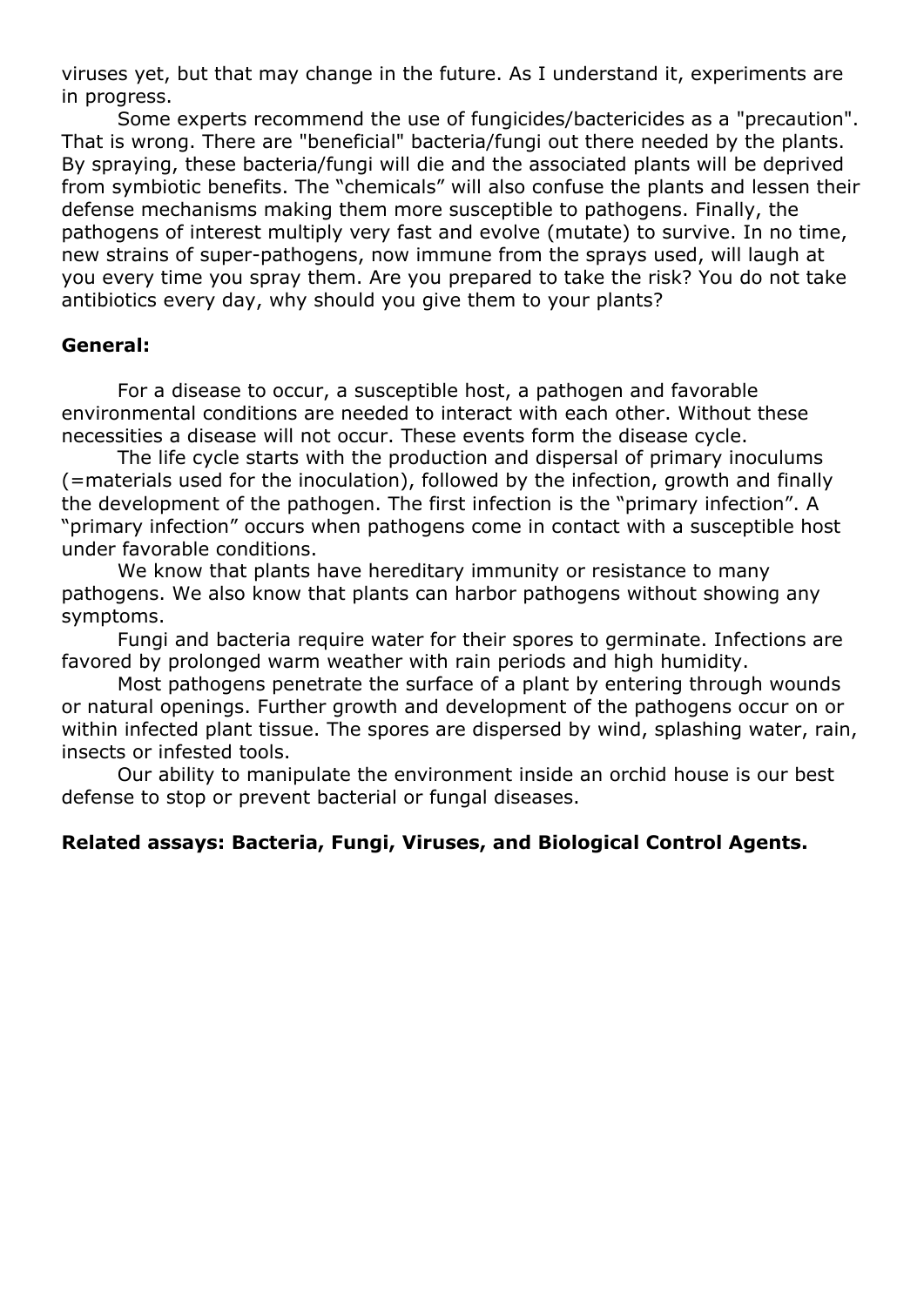viruses yet, but that may change in the future. As I understand it, experiments are in progress.

Some experts recommend the use of fungicides/bactericides as a "precaution". That is wrong. There are "beneficial" bacteria/fungi out there needed by the plants. By spraying, these bacteria/fungi will die and the associated plants will be deprived from symbiotic benefits. The "chemicals" will also confuse the plants and lessen their defense mechanisms making them more susceptible to pathogens. Finally, the pathogens of interest multiply very fast and evolve (mutate) to survive. In no time, new strains of super-pathogens, now immune from the sprays used, will laugh at you every time you spray them. Are you prepared to take the risk? You do not take antibiotics every day, why should you give them to your plants?

**General:**

For a disease to occur, a susceptible host, a pathogen and favorable environmental conditions are needed to interact with each other. Without these necessities a disease will not occur. These events form the disease cycle.

The life cycle starts with the production and dispersal of primary inoculums (=materials used for the inoculation), followed by the infection, growth and finally the development of the pathogen. The first infection is the "primary infection". A "primary infection" occurs when pathogens come in contact with a susceptible host under favorable conditions.

We know that plants have hereditary immunity or resistance to many pathogens. We also know that plants can harbor pathogens without showing any symptoms.

Fungi and bacteria require water for their spores to germinate. Infections are favored by prolonged warm weather with rain periods and high humidity.

Most pathogens penetrate the surface of a plant by entering through wounds or natural openings. Further growth and development of the pathogens occur on or within infected plant tissue. The spores are dispersed by wind, splashing water, rain, insects or infested tools.

Our ability to manipulate the environment inside an orchid house is our best defense to stop or prevent bacterial or fungal diseases.

**Related assays: Bacteria, Fungi, Viruses, and Biological Control Agents.**